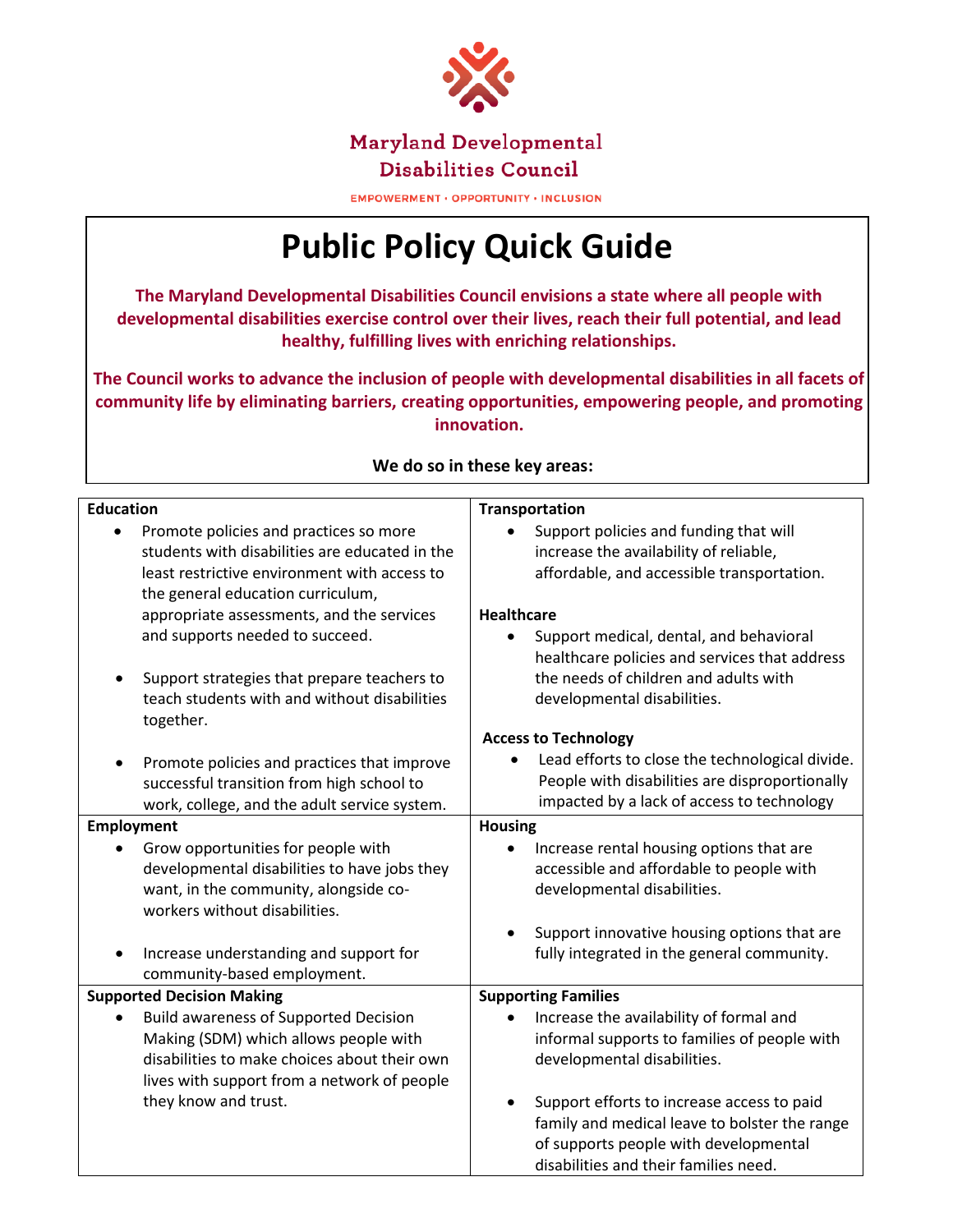Maryland Developmental Disabilities Council

EMPOWERMENT • OPPORTUNITY • INCLUSION

# Public Policy Quick Guide

**The Maryland Developmental Disabilities Council envisions a state where all people with developmental disabilities exercise control over their lives, reach their full potential, and lead healthy, fulfilling lives with enriching relationships.**

**The Council works to advance the inclusion of people with developmental disabilities in all facets of community life by eliminating barriers, creating opportunities, empowering people, and promoting innovation.**

**We do so in these key areas:**

### Education

- Promote policies and practices so more students with disabilities are educated in the least restrictive environment with access to the general education curriculum, appropriate assessments, and the services and supports needed to succeed.
- Support strategies that prepare teachers to teach students with and without disabilities together.
- Promote policies and practices that improve successful transition from high school to work, college, and the adult service system.

### Transportation

- Support policies and funding that will increase the availability of reliable, affordable, and accessible transportation.

### Healthcare

- Support medical, dental, and behavioral healthcare policies and services that address the needs of children and adults with developmental disabilities.

### Access to Technology

- Lead efforts to close the technological divide. People with disabilities are disproportionally impacted by a lack of access to technology

### Employment

- Grow opportunities for people with developmental disabilities to have jobs they want, in the community, alongside co-workers without disabilities.
- Increase understanding and support for community-based employment.

### Housing

- Increase rental housing options that are accessible and affordable to people with developmental disabilities.
- Support innovative housing options that are fully integrated in the general community.

### Supported Decision Making

- Build awareness of Supported Decision Making (SDM) which allows people with disabilities to make choices about their own lives with support from a network of people they know and trust.

### Supporting Families

- Increase the availability of formal and informal supports to families of people with developmental disabilities.
- Support efforts to increase access to paid family and medical leave to bolster the range of supports people with developmental disabilities and their families need.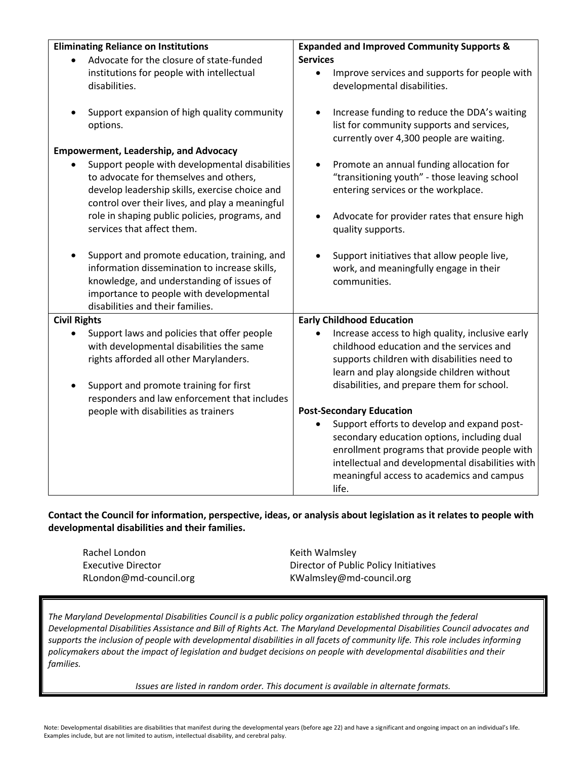**Eliminating Reliance on Institutions**

- Advocate for the closure of state-funded institutions for people with intellectual disabilities.
- Support expansion of high quality community options.

**Empowerment, Leadership, and Advocacy**

- Support people with developmental disabilities to advocate for themselves and others, develop leadership skills, exercise choice and control over their lives, and play a meaningful role in shaping public policies, programs, and services that affect them.
- Support and promote education, training, and information dissemination to increase skills, knowledge, and understanding of issues of importance to people with developmental disabilities and their families.

**Expanded and Improved Community Supports & Services**

- Improve services and supports for people with developmental disabilities.
- Increase funding to reduce the DDA's waiting list for community supports and services, currently over 4,300 people are waiting.
- Promote an annual funding allocation for "transitioning youth" - those leaving school entering services or the workplace.
- Advocate for provider rates that ensure high quality supports.
- Support initiatives that allow people live, work, and meaningfully engage in their communities.

**Civil Rights**

- Support laws and policies that offer people with developmental disabilities the same rights afforded all other Marylanders.
- Support and promote training for first responders and law enforcement that includes people with disabilities as trainers

**Early Childhood Education**

- Increase access to high quality, inclusive early childhood education and the services and supports children with disabilities need to learn and play alongside children without disabilities, and prepare them for school.

**Post-Secondary Education**

- Support efforts to develop and expand post-secondary education options, including dual enrollment programs that provide people with intellectual and developmental disabilities with meaningful access to academics and campus life.

**Contact the Council for information, perspective, ideas, or analysis about legislation as it relates to people with developmental disabilities and their families.**

Rachel London
Executive Director
RLondon@md-council.org

Keith Walmsley
Director of Public Policy Initiatives
KWalmsley@md-council.org

*The Maryland Developmental Disabilities Council is a public policy organization established through the federal Developmental Disabilities Assistance and Bill of Rights Act. The Maryland Developmental Disabilities Council advocates and supports the inclusion of people with developmental disabilities in all facets of community life. This role includes informing policymakers about the impact of legislation and budget decisions on people with developmental disabilities and their families.*

*Issues are listed in random order. This document is available in alternate formats.*

Note: Developmental disabilities are disabilities that manifest during the developmental years (before age 22) and have a significant and ongoing impact on an individual's life. Examples include, but are not limited to autism, intellectual disability, and cerebral palsy.